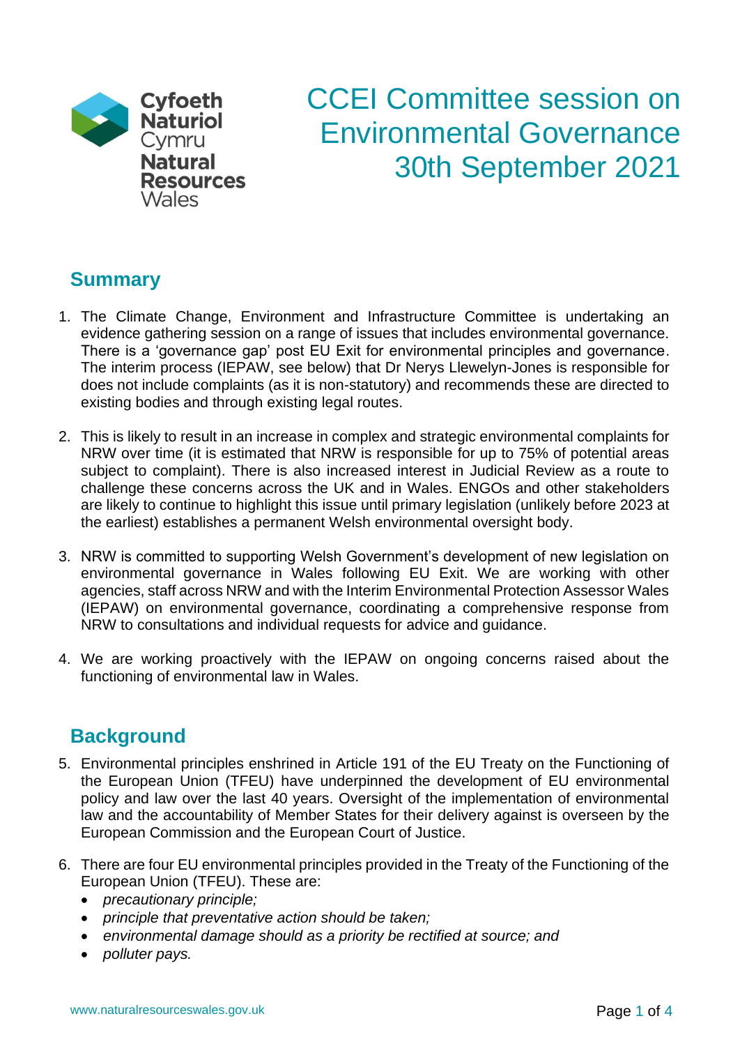Cyfoeth Naturiol Cymru
Natural Resources Wales

# CCEI Committee session on Environmental Governance 30th September 2021

## Summary

1. The Climate Change, Environment and Infrastructure Committee is undertaking an evidence gathering session on a range of issues that includes environmental governance. There is a 'governance gap' post EU Exit for environmental principles and governance. The interim process (IEPAW, see below) that Dr Nerys Llewelyn-Jones is responsible for does not include complaints (as it is non-statutory) and recommends these are directed to existing bodies and through existing legal routes.

2. This is likely to result in an increase in complex and strategic environmental complaints for NRW over time (it is estimated that NRW is responsible for up to 75% of potential areas subject to complaint). There is also increased interest in Judicial Review as a route to challenge these concerns across the UK and in Wales. ENGOs and other stakeholders are likely to continue to highlight this issue until primary legislation (unlikely before 2023 at the earliest) establishes a permanent Welsh environmental oversight body.

3. NRW is committed to supporting Welsh Government's development of new legislation on environmental governance in Wales following EU Exit. We are working with other agencies, staff across NRW and with the Interim Environmental Protection Assessor Wales (IEPAW) on environmental governance, coordinating a comprehensive response from NRW to consultations and individual requests for advice and guidance.

4. We are working proactively with the IEPAW on ongoing concerns raised about the functioning of environmental law in Wales.

## Background

5. Environmental principles enshrined in Article 191 of the EU Treaty on the Functioning of the European Union (TFEU) have underpinned the development of EU environmental policy and law over the last 40 years. Oversight of the implementation of environmental law and the accountability of Member States for their delivery against is overseen by the European Commission and the European Court of Justice.

6. There are four EU environmental principles provided in the Treaty of the Functioning of the European Union (TFEU). These are:
   - *precautionary principle;*
   - *principle that preventative action should be taken;*
   - *environmental damage should as a priority be rectified at source; and*
   - *polluter pays.*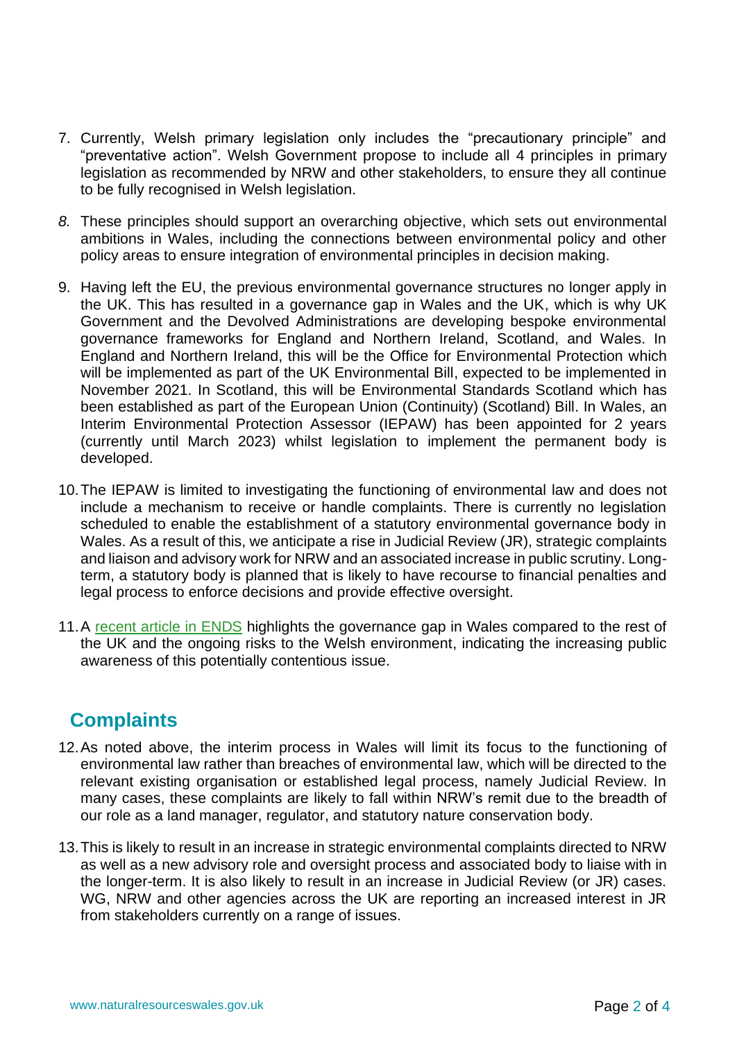7. Currently, Welsh primary legislation only includes the “precautionary principle” and “preventative action”. Welsh Government propose to include all 4 principles in primary legislation as recommended by NRW and other stakeholders, to ensure they all continue to be fully recognised in Welsh legislation.

8. These principles should support an overarching objective, which sets out environmental ambitions in Wales, including the connections between environmental policy and other policy areas to ensure integration of environmental principles in decision making.

9. Having left the EU, the previous environmental governance structures no longer apply in the UK. This has resulted in a governance gap in Wales and the UK, which is why UK Government and the Devolved Administrations are developing bespoke environmental governance frameworks for England and Northern Ireland, Scotland, and Wales. In England and Northern Ireland, this will be the Office for Environmental Protection which will be implemented as part of the UK Environmental Bill, expected to be implemented in November 2021. In Scotland, this will be Environmental Standards Scotland which has been established as part of the European Union (Continuity) (Scotland) Bill. In Wales, an Interim Environmental Protection Assessor (IEPAW) has been appointed for 2 years (currently until March 2023) whilst legislation to implement the permanent body is developed.

10. The IEPAW is limited to investigating the functioning of environmental law and does not include a mechanism to receive or handle complaints. There is currently no legislation scheduled to enable the establishment of a statutory environmental governance body in Wales. As a result of this, we anticipate a rise in Judicial Review (JR), strategic complaints and liaison and advisory work for NRW and an associated increase in public scrutiny. Long-term, a statutory body is planned that is likely to have recourse to financial penalties and legal process to enforce decisions and provide effective oversight.

11. A recent article in ENDS highlights the governance gap in Wales compared to the rest of the UK and the ongoing risks to the Welsh environment, indicating the increasing public awareness of this potentially contentious issue.

## Complaints

12. As noted above, the interim process in Wales will limit its focus to the functioning of environmental law rather than breaches of environmental law, which will be directed to the relevant existing organisation or established legal process, namely Judicial Review. In many cases, these complaints are likely to fall within NRW’s remit due to the breadth of our role as a land manager, regulator, and statutory nature conservation body.

13. This is likely to result in an increase in strategic environmental complaints directed to NRW as well as a new advisory role and oversight process and associated body to liaise with in the longer-term. It is also likely to result in an increase in Judicial Review (or JR) cases. WG, NRW and other agencies across the UK are reporting an increased interest in JR from stakeholders currently on a range of issues.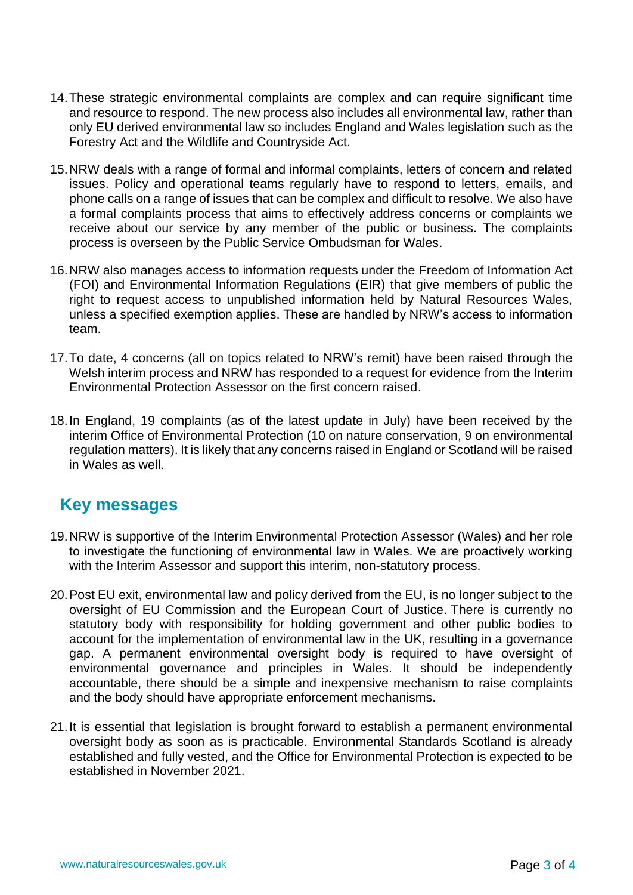14. These strategic environmental complaints are complex and can require significant time and resource to respond. The new process also includes all environmental law, rather than only EU derived environmental law so includes England and Wales legislation such as the Forestry Act and the Wildlife and Countryside Act.

15. NRW deals with a range of formal and informal complaints, letters of concern and related issues. Policy and operational teams regularly have to respond to letters, emails, and phone calls on a range of issues that can be complex and difficult to resolve. We also have a formal complaints process that aims to effectively address concerns or complaints we receive about our service by any member of the public or business. The complaints process is overseen by the Public Service Ombudsman for Wales.

16. NRW also manages access to information requests under the Freedom of Information Act (FOI) and Environmental Information Regulations (EIR) that give members of public the right to request access to unpublished information held by Natural Resources Wales, unless a specified exemption applies. These are handled by NRW's access to information team.

17. To date, 4 concerns (all on topics related to NRW's remit) have been raised through the Welsh interim process and NRW has responded to a request for evidence from the Interim Environmental Protection Assessor on the first concern raised.

18. In England, 19 complaints (as of the latest update in July) have been received by the interim Office of Environmental Protection (10 on nature conservation, 9 on environmental regulation matters). It is likely that any concerns raised in England or Scotland will be raised in Wales as well.

## Key messages

19. NRW is supportive of the Interim Environmental Protection Assessor (Wales) and her role to investigate the functioning of environmental law in Wales. We are proactively working with the Interim Assessor and support this interim, non-statutory process.

20. Post EU exit, environmental law and policy derived from the EU, is no longer subject to the oversight of EU Commission and the European Court of Justice. There is currently no statutory body with responsibility for holding government and other public bodies to account for the implementation of environmental law in the UK, resulting in a governance gap. A permanent environmental oversight body is required to have oversight of environmental governance and principles in Wales. It should be independently accountable, there should be a simple and inexpensive mechanism to raise complaints and the body should have appropriate enforcement mechanisms.

21. It is essential that legislation is brought forward to establish a permanent environmental oversight body as soon as is practicable. Environmental Standards Scotland is already established and fully vested, and the Office for Environmental Protection is expected to be established in November 2021.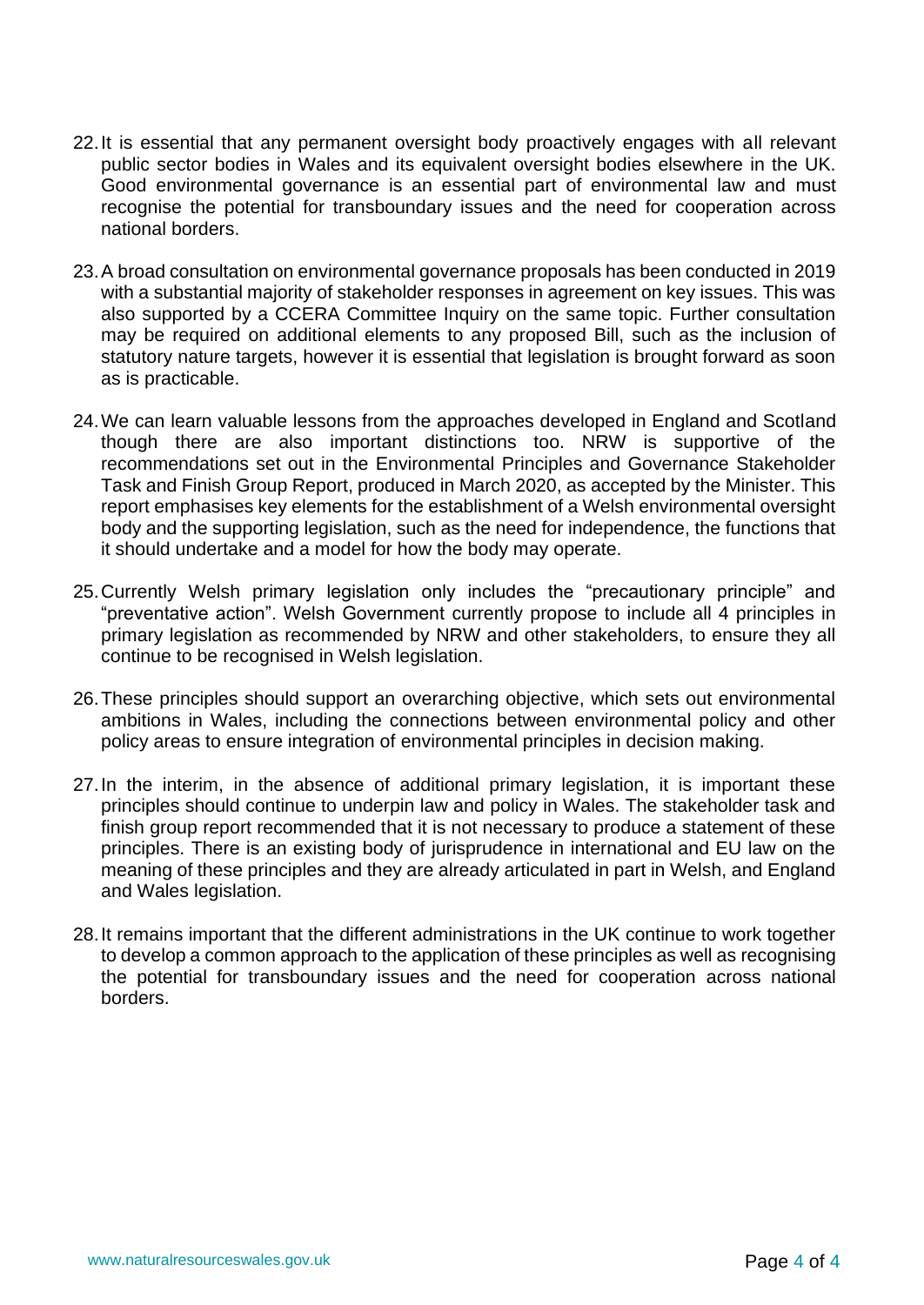22. It is essential that any permanent oversight body proactively engages with all relevant public sector bodies in Wales and its equivalent oversight bodies elsewhere in the UK. Good environmental governance is an essential part of environmental law and must recognise the potential for transboundary issues and the need for cooperation across national borders.

23. A broad consultation on environmental governance proposals has been conducted in 2019 with a substantial majority of stakeholder responses in agreement on key issues. This was also supported by a CCERA Committee Inquiry on the same topic. Further consultation may be required on additional elements to any proposed Bill, such as the inclusion of statutory nature targets, however it is essential that legislation is brought forward as soon as is practicable.

24. We can learn valuable lessons from the approaches developed in England and Scotland though there are also important distinctions too. NRW is supportive of the recommendations set out in the Environmental Principles and Governance Stakeholder Task and Finish Group Report, produced in March 2020, as accepted by the Minister. This report emphasises key elements for the establishment of a Welsh environmental oversight body and the supporting legislation, such as the need for independence, the functions that it should undertake and a model for how the body may operate.

25. Currently Welsh primary legislation only includes the "precautionary principle" and "preventative action". Welsh Government currently propose to include all 4 principles in primary legislation as recommended by NRW and other stakeholders, to ensure they all continue to be recognised in Welsh legislation.

26. These principles should support an overarching objective, which sets out environmental ambitions in Wales, including the connections between environmental policy and other policy areas to ensure integration of environmental principles in decision making.

27. In the interim, in the absence of additional primary legislation, it is important these principles should continue to underpin law and policy in Wales. The stakeholder task and finish group report recommended that it is not necessary to produce a statement of these principles. There is an existing body of jurisprudence in international and EU law on the meaning of these principles and they are already articulated in part in Welsh, and England and Wales legislation.

28. It remains important that the different administrations in the UK continue to work together to develop a common approach to the application of these principles as well as recognising the potential for transboundary issues and the need for cooperation across national borders.